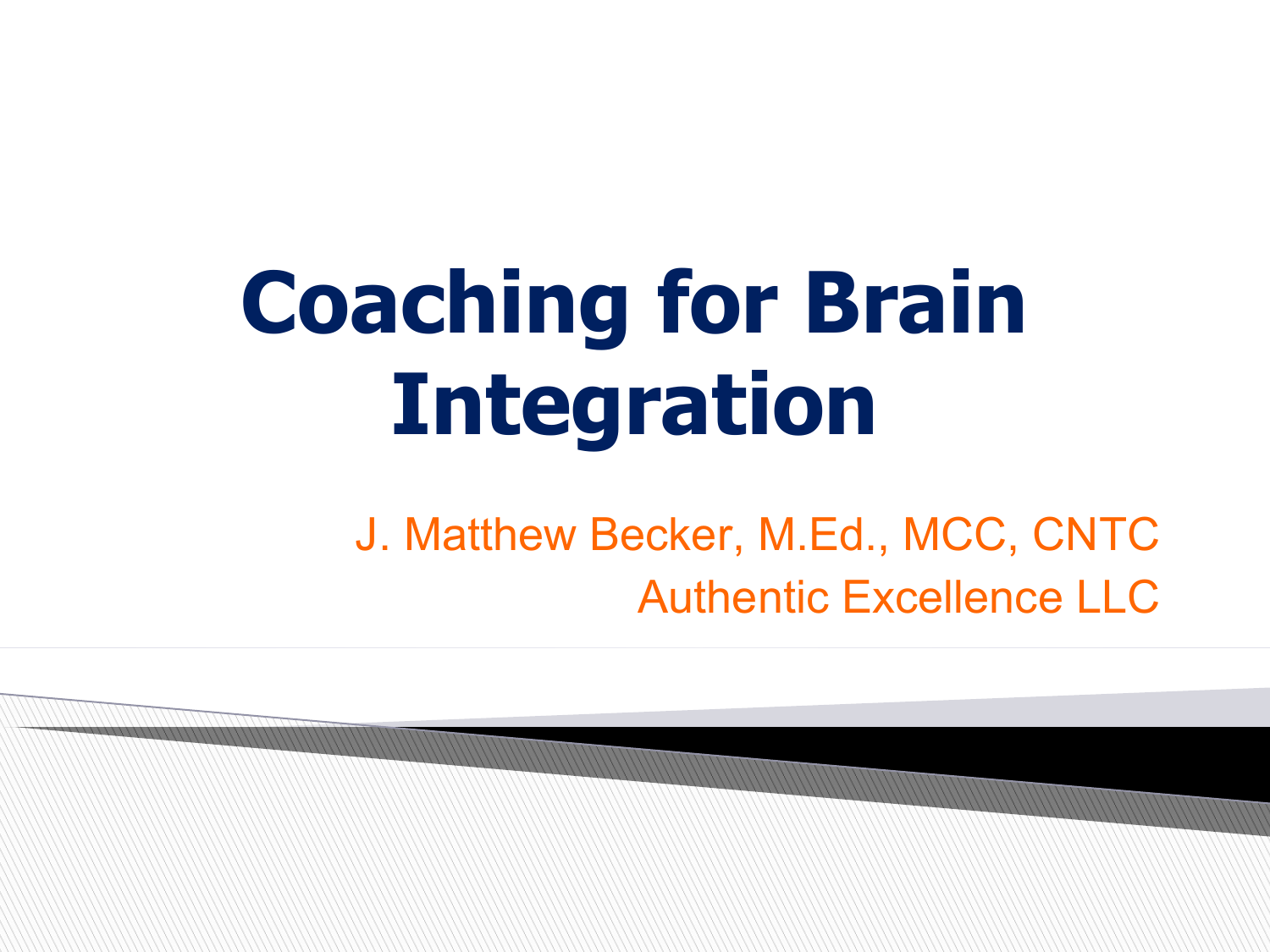# Coaching for Brain Integration

J. Matthew Becker, M.Ed., MCC, CNTC

Authentic Excellence LLC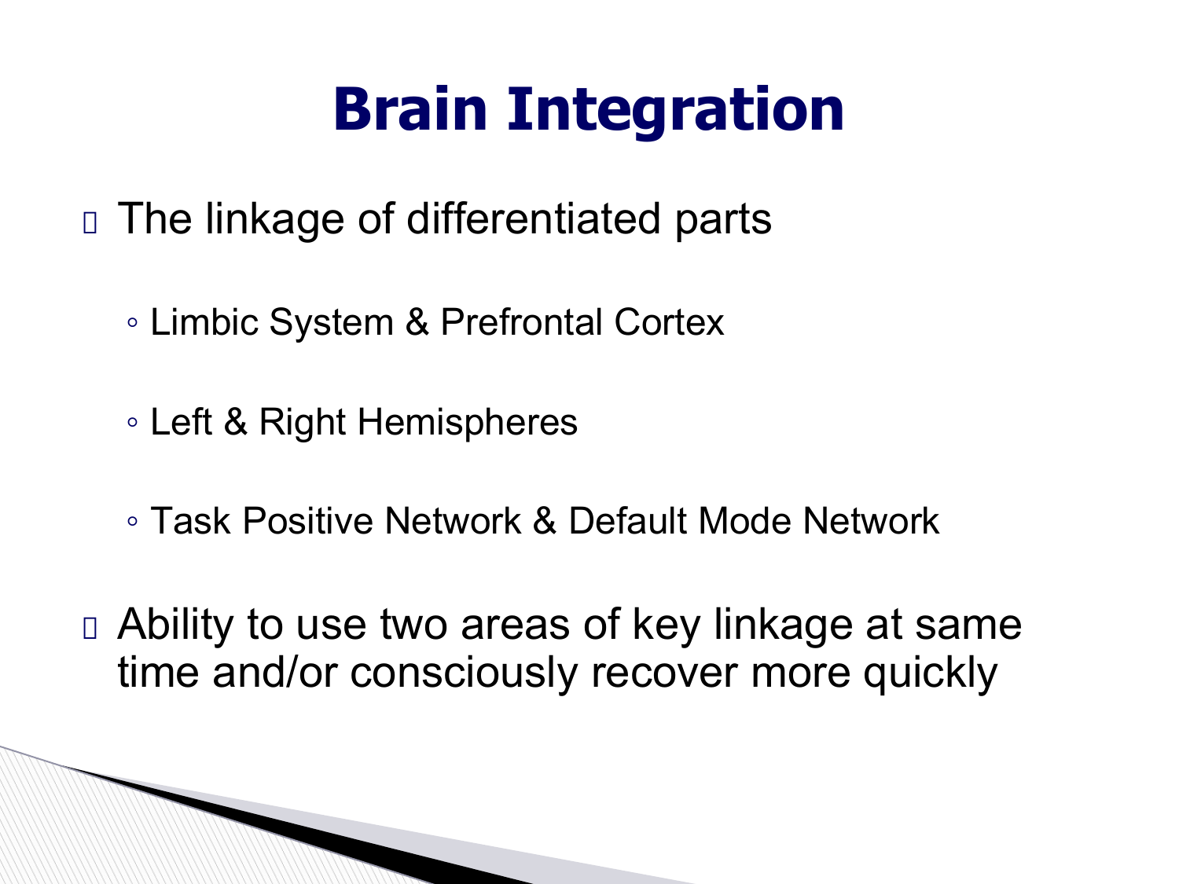# Brain Integration

- The linkage of differentiated parts
  - Limbic System & Prefrontal Cortex
  - Left & Right Hemispheres
  - Task Positive Network & Default Mode Network
- Ability to use two areas of key linkage at same time and/or consciously recover more quickly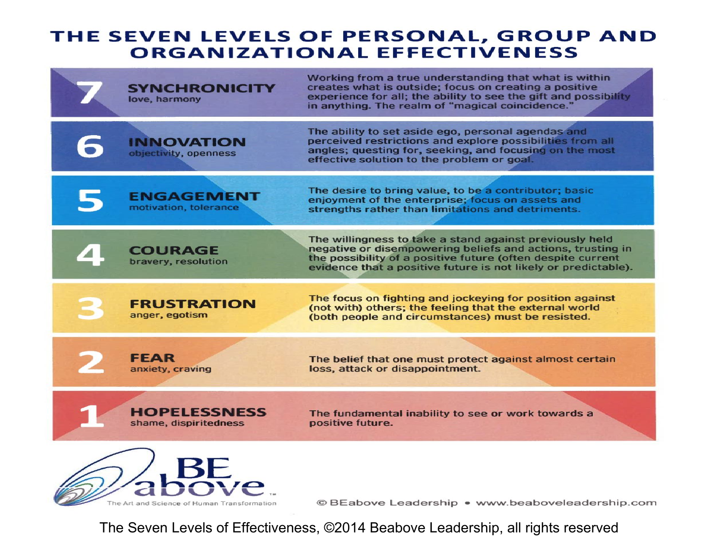# THE SEVEN LEVELS OF PERSONAL, GROUP AND ORGANIZATIONAL EFFECTIVENESS

| Level | Name | Description |
|---|---|---|
| 7 | **SYNCHRONICITY** love, harmony | Working from a true understanding that what is within creates what is outside; focus on creating a positive experience for all; the ability to see the gift and possibility in anything. The realm of "magical coincidence." |
| 6 | **INNOVATION** objectivity, openness | The ability to set aside ego, personal agendas and perceived restrictions and explore possibilities from all angles; questing for, seeking, and focusing on the most effective solution to the problem or goal. |
| 5 | **ENGAGEMENT** motivation, tolerance | The desire to bring value, to be a contributor; basic enjoyment of the enterprise; focus on assets and strengths rather than limitations and detriments. |
| 4 | **COURAGE** bravery, resolution | The willingness to take a stand against previously held negative or disempowering beliefs and actions, trusting in the possibility of a positive future (often despite current evidence that a positive future is not likely or predictable). |
| 3 | **FRUSTRATION** anger, egotism | The focus on fighting and jockeying for position against (not with) others; the feeling that the external world (both people and circumstances) must be resisted. |
| 2 | **FEAR** anxiety, craving | The belief that one must protect against almost certain loss, attack or disappointment. |
| 1 | **HOPELESSNESS** shame, dispiritedness | The fundamental inability to see or work towards a positive future. |

BE above™ The Art and Science of Human Transformation

© BEabove Leadership • www.beaboveleadership.com

The Seven Levels of Effectiveness, ©2014 Beabove Leadership, all rights reserved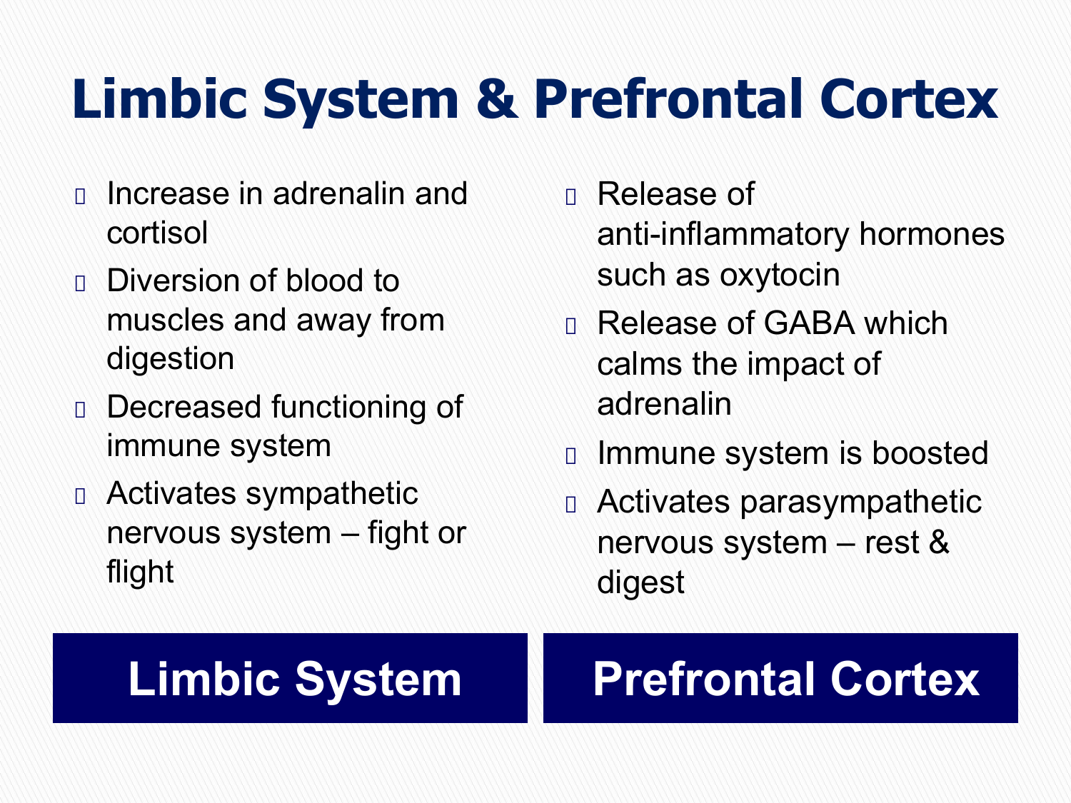# Limbic System & Prefrontal Cortex

## Limbic System

- Increase in adrenalin and cortisol
- Diversion of blood to muscles and away from digestion
- Decreased functioning of immune system
- Activates sympathetic nervous system – fight or flight

## Prefrontal Cortex

- Release of anti-inflammatory hormones such as oxytocin
- Release of GABA which calms the impact of adrenalin
- Immune system is boosted
- Activates parasympathetic nervous system – rest & digest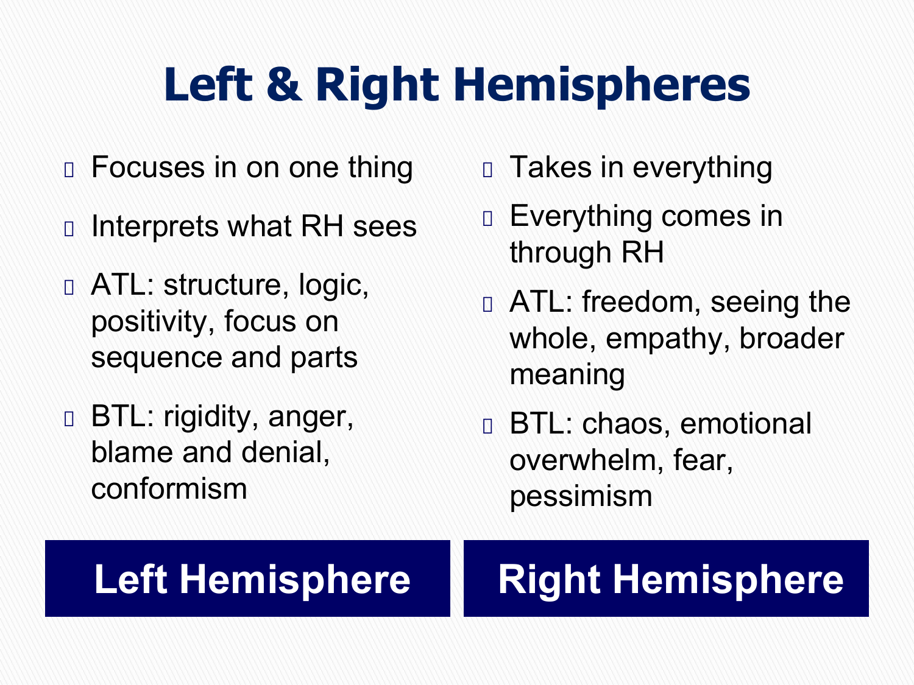# Left & Right Hemispheres

## Left Hemisphere

- Focuses in on one thing
- Interprets what RH sees
- ATL: structure, logic, positivity, focus on sequence and parts
- BTL: rigidity, anger, blame and denial, conformism

## Right Hemisphere

- Takes in everything
- Everything comes in through RH
- ATL: freedom, seeing the whole, empathy, broader meaning
- BTL: chaos, emotional overwhelm, fear, pessimism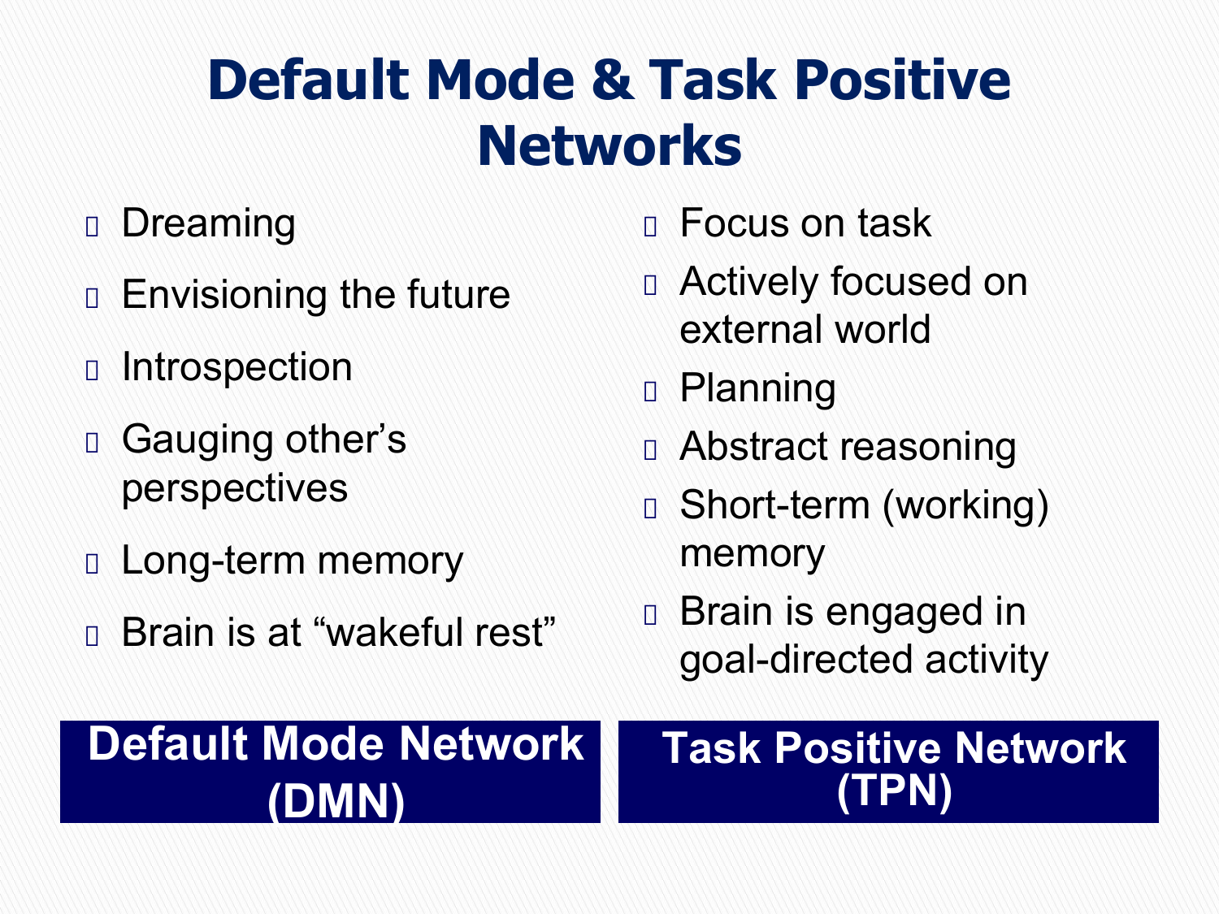# Default Mode & Task Positive Networks

## Default Mode Network (DMN)

- Dreaming
- Envisioning the future
- Introspection
- Gauging other's perspectives
- Long-term memory
- Brain is at "wakeful rest"

## Task Positive Network (TPN)

- Focus on task
- Actively focused on external world
- Planning
- Abstract reasoning
- Short-term (working) memory
- Brain is engaged in goal-directed activity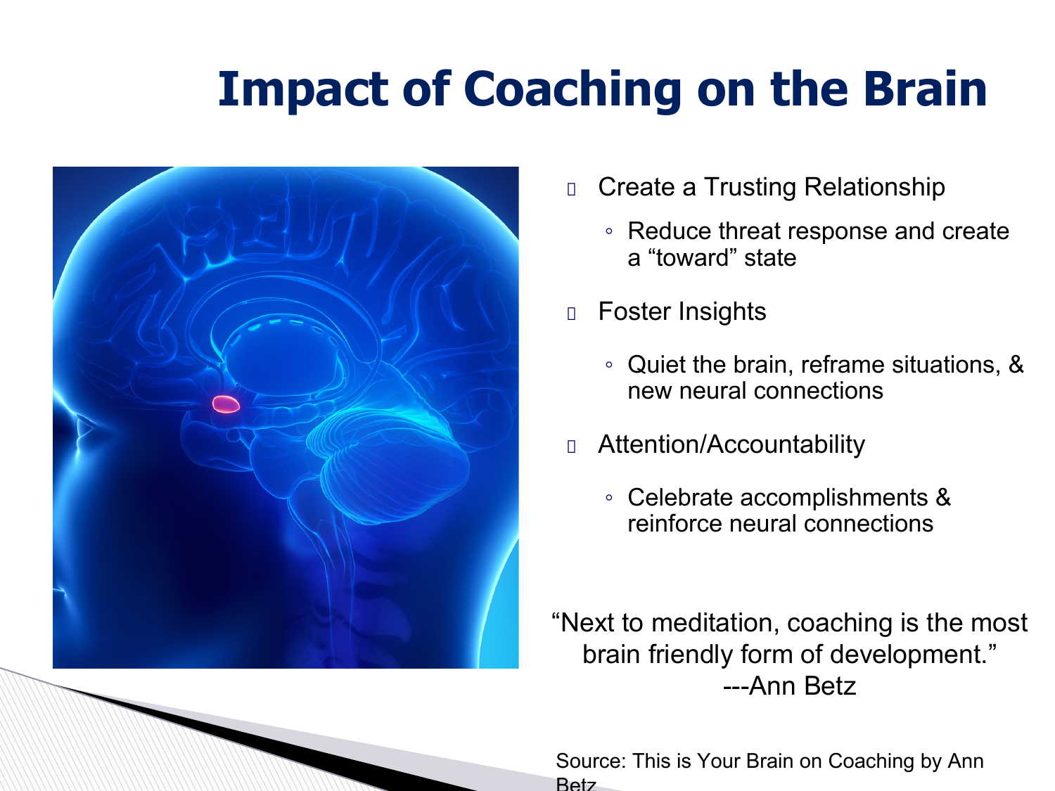# Impact of Coaching on the Brain

- Create a Trusting Relationship
  - Reduce threat response and create a “toward” state
- Foster Insights
  - Quiet the brain, reframe situations, & new neural connections
- Attention/Accountability
  - Celebrate accomplishments & reinforce neural connections

“Next to meditation, coaching is the most brain friendly form of development.”
---Ann Betz

Source: This is Your Brain on Coaching by Ann Betz